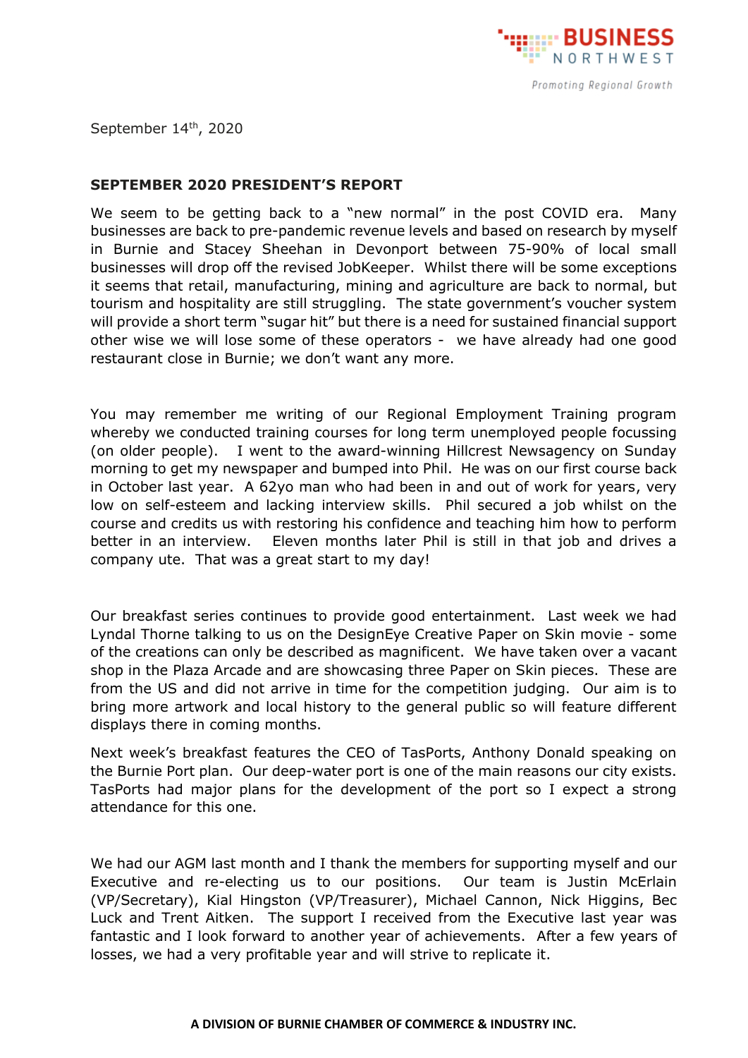BUSINESS NORTHWEST

*Promoting Regional Growth*

September 14th, 2020

**SEPTEMBER 2020 PRESIDENT'S REPORT**

We seem to be getting back to a "new normal" in the post COVID era. Many businesses are back to pre-pandemic revenue levels and based on research by myself in Burnie and Stacey Sheehan in Devonport between 75-90% of local small businesses will drop off the revised JobKeeper. Whilst there will be some exceptions it seems that retail, manufacturing, mining and agriculture are back to normal, but tourism and hospitality are still struggling. The state government's voucher system will provide a short term "sugar hit" but there is a need for sustained financial support other wise we will lose some of these operators - we have already had one good restaurant close in Burnie; we don't want any more.

You may remember me writing of our Regional Employment Training program whereby we conducted training courses for long term unemployed people focussing (on older people). I went to the award-winning Hillcrest Newsagency on Sunday morning to get my newspaper and bumped into Phil. He was on our first course back in October last year. A 62yo man who had been in and out of work for years, very low on self-esteem and lacking interview skills. Phil secured a job whilst on the course and credits us with restoring his confidence and teaching him how to perform better in an interview. Eleven months later Phil is still in that job and drives a company ute. That was a great start to my day!

Our breakfast series continues to provide good entertainment. Last week we had Lyndal Thorne talking to us on the DesignEye Creative Paper on Skin movie - some of the creations can only be described as magnificent. We have taken over a vacant shop in the Plaza Arcade and are showcasing three Paper on Skin pieces. These are from the US and did not arrive in time for the competition judging. Our aim is to bring more artwork and local history to the general public so will feature different displays there in coming months.

Next week's breakfast features the CEO of TasPorts, Anthony Donald speaking on the Burnie Port plan. Our deep-water port is one of the main reasons our city exists. TasPorts had major plans for the development of the port so I expect a strong attendance for this one.

We had our AGM last month and I thank the members for supporting myself and our Executive and re-electing us to our positions. Our team is Justin McErlain (VP/Secretary), Kial Hingston (VP/Treasurer), Michael Cannon, Nick Higgins, Bec Luck and Trent Aitken. The support I received from the Executive last year was fantastic and I look forward to another year of achievements. After a few years of losses, we had a very profitable year and will strive to replicate it.

**A DIVISION OF BURNIE CHAMBER OF COMMERCE & INDUSTRY INC.**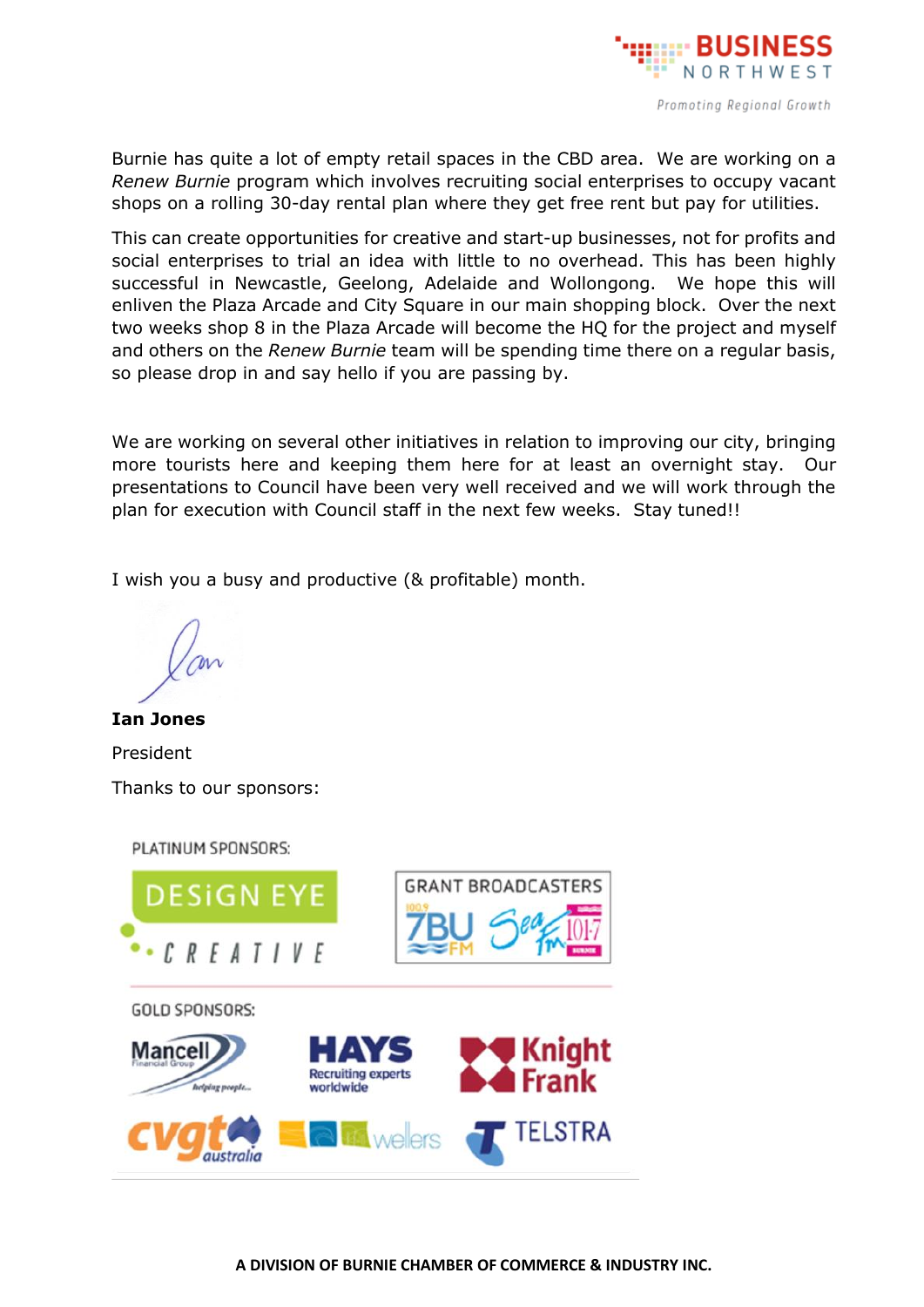Burnie has quite a lot of empty retail spaces in the CBD area. We are working on a *Renew Burnie* program which involves recruiting social enterprises to occupy vacant shops on a rolling 30-day rental plan where they get free rent but pay for utilities.

This can create opportunities for creative and start-up businesses, not for profits and social enterprises to trial an idea with little to no overhead. This has been highly successful in Newcastle, Geelong, Adelaide and Wollongong. We hope this will enliven the Plaza Arcade and City Square in our main shopping block. Over the next two weeks shop 8 in the Plaza Arcade will become the HQ for the project and myself and others on the *Renew Burnie* team will be spending time there on a regular basis, so please drop in and say hello if you are passing by.

We are working on several other initiatives in relation to improving our city, bringing more tourists here and keeping them here for at least an overnight stay. Our presentations to Council have been very well received and we will work through the plan for execution with Council staff in the next few weeks. Stay tuned!!

I wish you a busy and productive (& profitable) month.

**Ian Jones**

President

Thanks to our sponsors:

PLATINUM SPONSORS:

DESIGN EYE CREATIVE

GRANT BROADCASTERS — 7BU FM, Sea FM 101.7

GOLD SPONSORS:

Mancell Financial Group

HAYS Recruiting experts worldwide

Knight Frank

cvgt australia

wellers

TELSTRA

**A DIVISION OF BURNIE CHAMBER OF COMMERCE & INDUSTRY INC.**